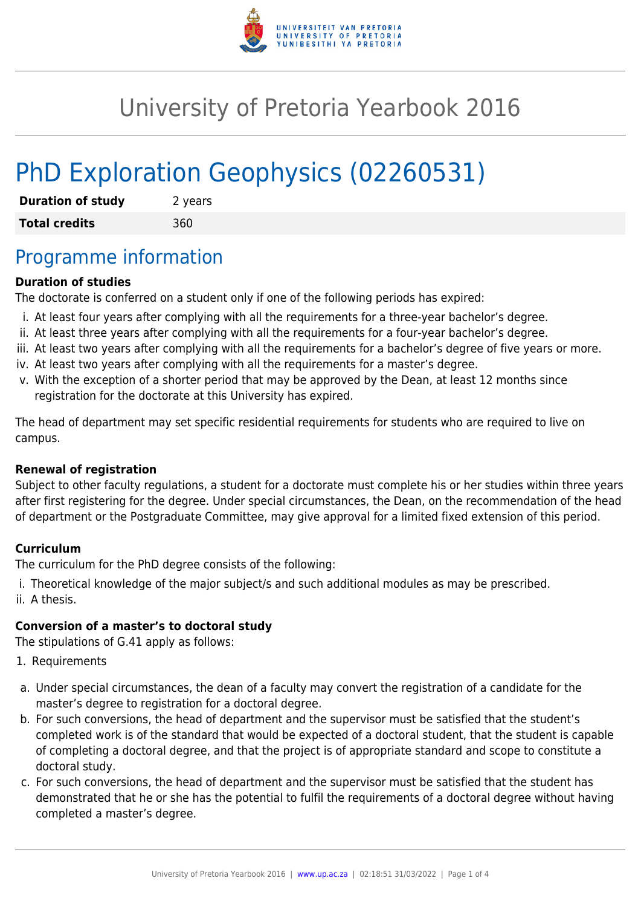# University of Pretoria Yearbook 2016

# PhD Exploration Geophysics (02260531)

| **Duration of study** | 2 years |
| --- | --- |
| **Total credits** | 360 |

## Programme information

**Duration of studies**

The doctorate is conferred on a student only if one of the following periods has expired:

i. At least four years after complying with all the requirements for a three-year bachelor's degree.
ii. At least three years after complying with all the requirements for a four-year bachelor's degree.
iii. At least two years after complying with all the requirements for a bachelor's degree of five years or more.
iv. At least two years after complying with all the requirements for a master's degree.
v. With the exception of a shorter period that may be approved by the Dean, at least 12 months since registration for the doctorate at this University has expired.

The head of department may set specific residential requirements for students who are required to live on campus.

**Renewal of registration**

Subject to other faculty regulations, a student for a doctorate must complete his or her studies within three years after first registering for the degree. Under special circumstances, the Dean, on the recommendation of the head of department or the Postgraduate Committee, may give approval for a limited fixed extension of this period.

**Curriculum**

The curriculum for the PhD degree consists of the following:

i. Theoretical knowledge of the major subject/s and such additional modules as may be prescribed.
ii. A thesis.

**Conversion of a master's to doctoral study**

The stipulations of G.41 apply as follows:

1. Requirements

a. Under special circumstances, the dean of a faculty may convert the registration of a candidate for the master's degree to registration for a doctoral degree.
b. For such conversions, the head of department and the supervisor must be satisfied that the student's completed work is of the standard that would be expected of a doctoral student, that the student is capable of completing a doctoral degree, and that the project is of appropriate standard and scope to constitute a doctoral study.
c. For such conversions, the head of department and the supervisor must be satisfied that the student has demonstrated that he or she has the potential to fulfil the requirements of a doctoral degree without having completed a master's degree.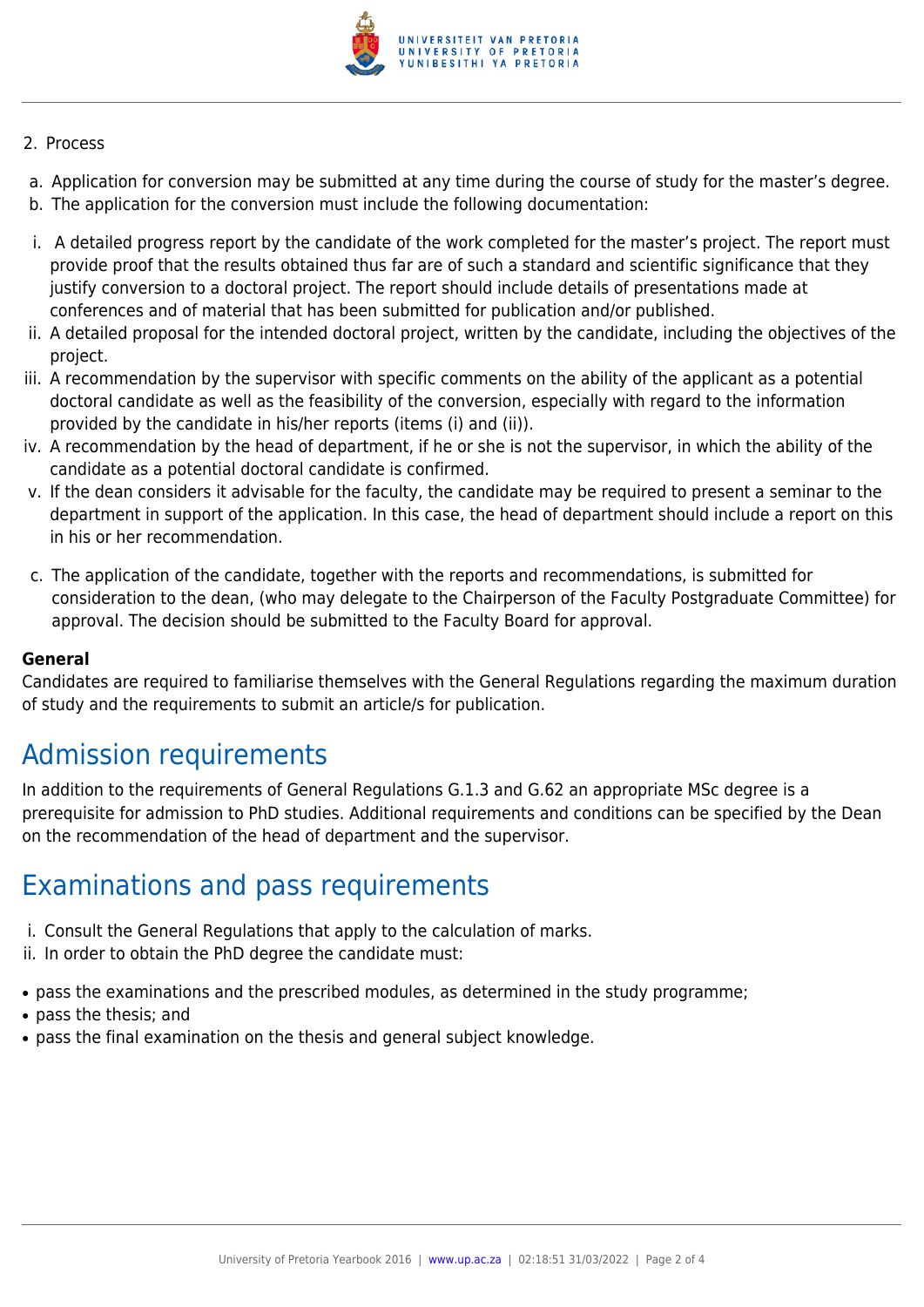2. Process

a. Application for conversion may be submitted at any time during the course of study for the master's degree.
b. The application for the conversion must include the following documentation:

i. A detailed progress report by the candidate of the work completed for the master's project. The report must provide proof that the results obtained thus far are of such a standard and scientific significance that they justify conversion to a doctoral project. The report should include details of presentations made at conferences and of material that has been submitted for publication and/or published.
ii. A detailed proposal for the intended doctoral project, written by the candidate, including the objectives of the project.
iii. A recommendation by the supervisor with specific comments on the ability of the applicant as a potential doctoral candidate as well as the feasibility of the conversion, especially with regard to the information provided by the candidate in his/her reports (items (i) and (ii)).
iv. A recommendation by the head of department, if he or she is not the supervisor, in which the ability of the candidate as a potential doctoral candidate is confirmed.
v. If the dean considers it advisable for the faculty, the candidate may be required to present a seminar to the department in support of the application. In this case, the head of department should include a report on this in his or her recommendation.

c. The application of the candidate, together with the reports and recommendations, is submitted for consideration to the dean, (who may delegate to the Chairperson of the Faculty Postgraduate Committee) for approval. The decision should be submitted to the Faculty Board for approval.

**General**
Candidates are required to familiarise themselves with the General Regulations regarding the maximum duration of study and the requirements to submit an article/s for publication.

# Admission requirements

In addition to the requirements of General Regulations G.1.3 and G.62 an appropriate MSc degree is a prerequisite for admission to PhD studies. Additional requirements and conditions can be specified by the Dean on the recommendation of the head of department and the supervisor.

# Examinations and pass requirements

i. Consult the General Regulations that apply to the calculation of marks.
ii. In order to obtain the PhD degree the candidate must:

- pass the examinations and the prescribed modules, as determined in the study programme;
- pass the thesis; and
- pass the final examination on the thesis and general subject knowledge.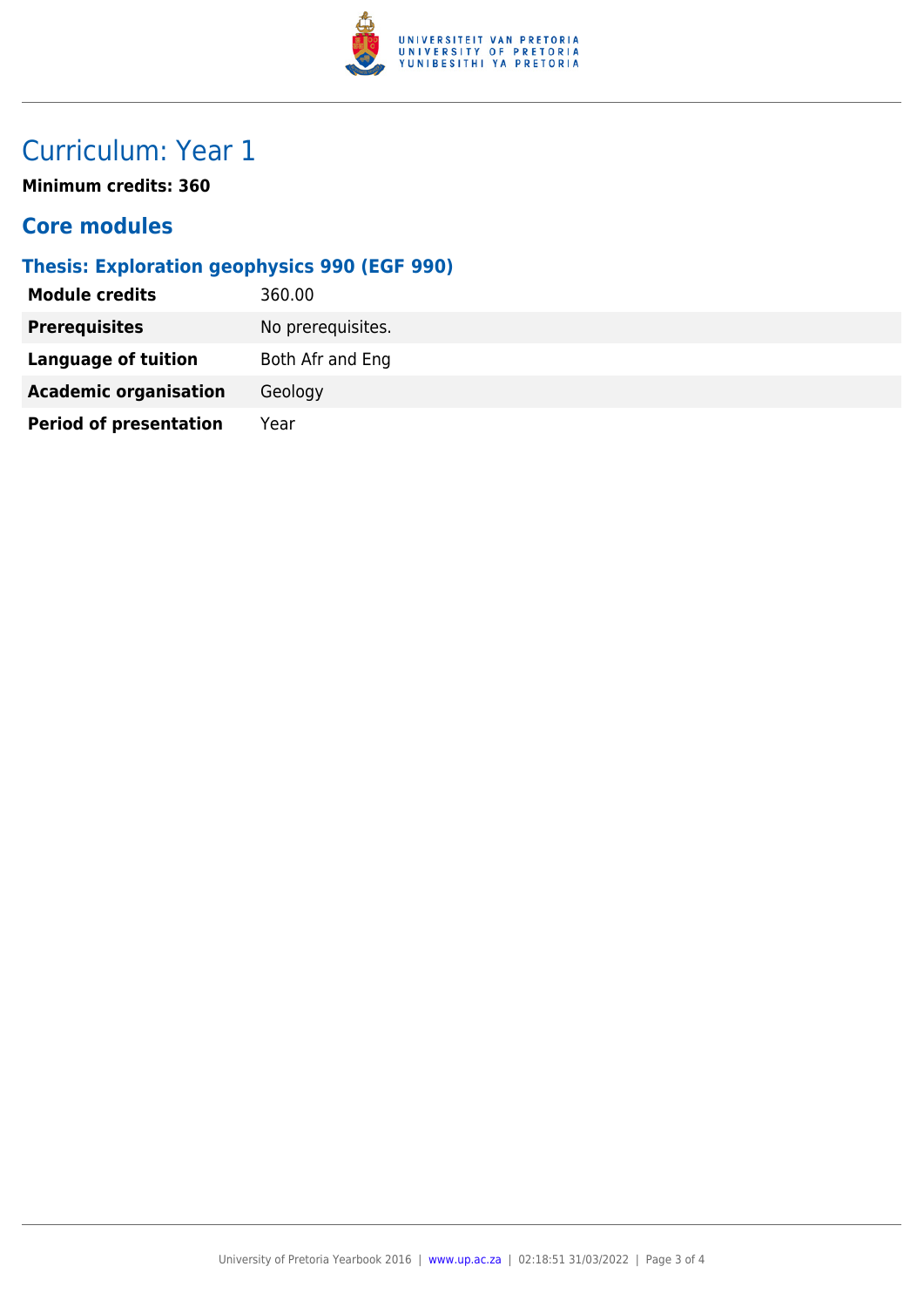# Curriculum: Year 1

**Minimum credits: 360**

## Core modules

### Thesis: Exploration geophysics 990 (EGF 990)

| | |
|---|---|
| **Module credits** | 360.00 |
| **Prerequisites** | No prerequisites. |
| **Language of tuition** | Both Afr and Eng |
| **Academic organisation** | Geology |
| **Period of presentation** | Year |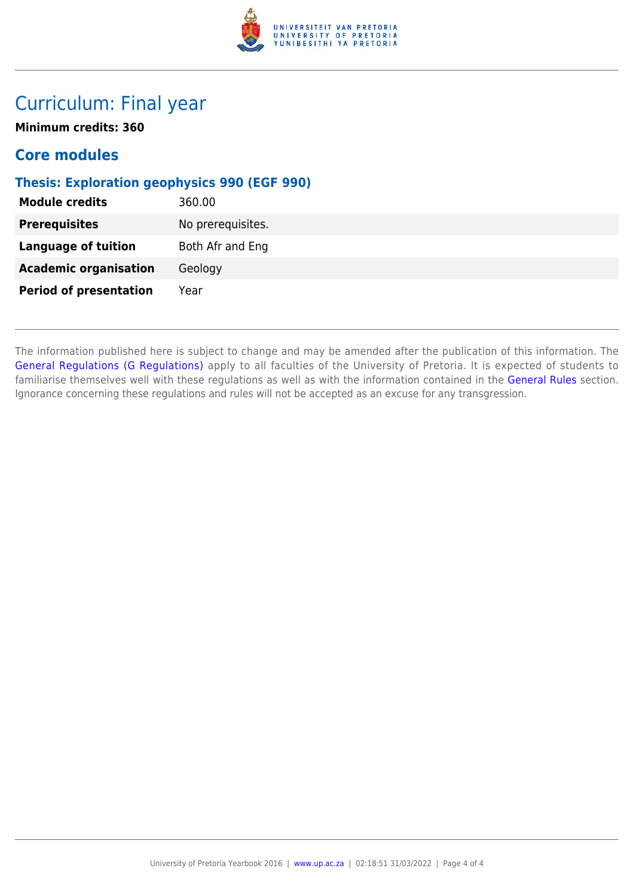# Curriculum: Final year

**Minimum credits: 360**

## Core modules

### Thesis: Exploration geophysics 990 (EGF 990)

| | |
|---|---|
| **Module credits** | 360.00 |
| **Prerequisites** | No prerequisites. |
| **Language of tuition** | Both Afr and Eng |
| **Academic organisation** | Geology |
| **Period of presentation** | Year |

The information published here is subject to change and may be amended after the publication of this information. The General Regulations (G Regulations) apply to all faculties of the University of Pretoria. It is expected of students to familiarise themselves well with these regulations as well as with the information contained in the General Rules section. Ignorance concerning these regulations and rules will not be accepted as an excuse for any transgression.